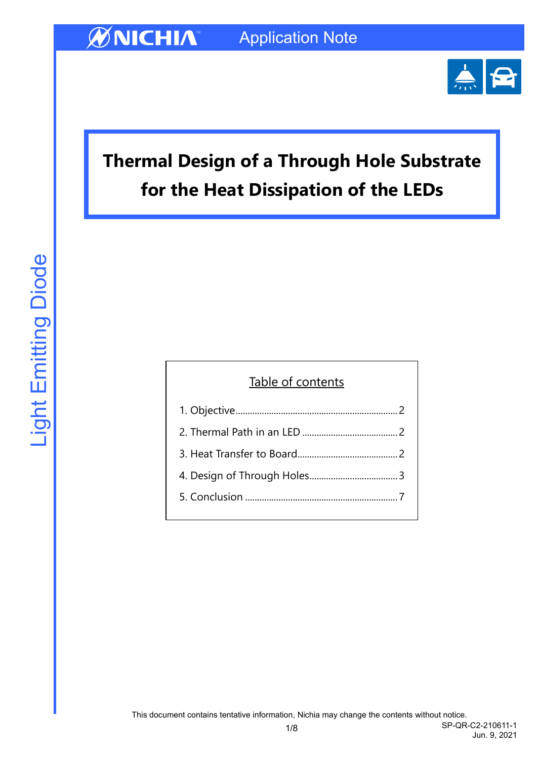# Thermal Design of a Through Hole Substrate for the Heat Dissipation of the LEDs

Table of contents

1. Objective .......... 2
2. Thermal Path in an LED .......... 2
3. Heat Transfer to Board .......... 2
4. Design of Through Holes .......... 3
5. Conclusion .......... 7

This document contains tentative information, Nichia may change the contents without notice.

SP-QR-C2-210611-1
Jun. 9, 2021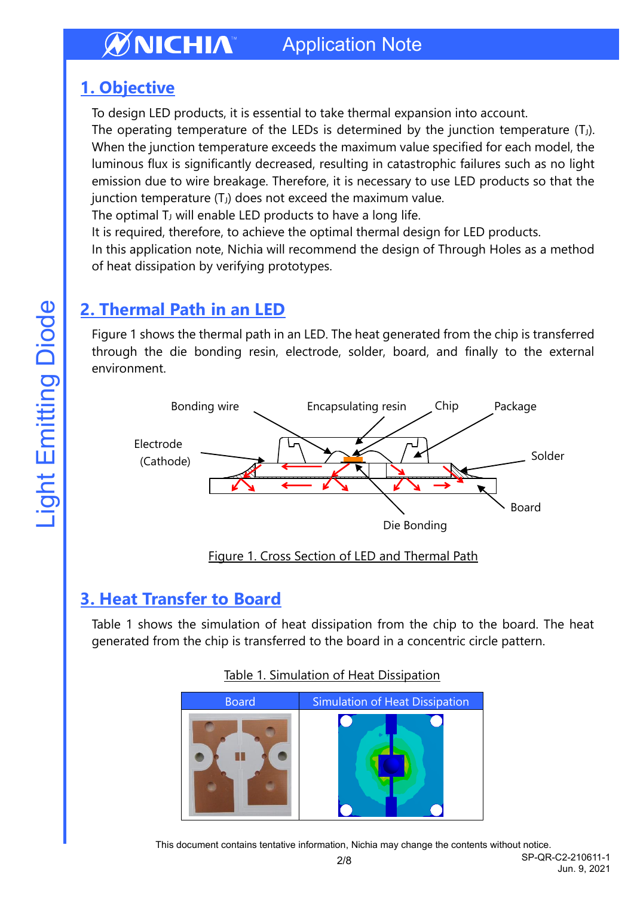## 1. Objective

To design LED products, it is essential to take thermal expansion into account.
The operating temperature of the LEDs is determined by the junction temperature ($T_J$). When the junction temperature exceeds the maximum value specified for each model, the luminous flux is significantly decreased, resulting in catastrophic failures such as no light emission due to wire breakage. Therefore, it is necessary to use LED products so that the junction temperature ($T_J$) does not exceed the maximum value.
The optimal $T_J$ will enable LED products to have a long life.
It is required, therefore, to achieve the optimal thermal design for LED products.
In this application note, Nichia will recommend the design of Through Holes as a method of heat dissipation by verifying prototypes.

## 2. Thermal Path in an LED

Figure 1 shows the thermal path in an LED. The heat generated from the chip is transferred through the die bonding resin, electrode, solder, board, and finally to the external environment.

Figure 1. Cross Section of LED and Thermal Path

## 3. Heat Transfer to Board

Table 1 shows the simulation of heat dissipation from the chip to the board. The heat generated from the chip is transferred to the board in a concentric circle pattern.

Table 1. Simulation of Heat Dissipation

| Board | Simulation of Heat Dissipation |
|---|---|
| | |

This document contains tentative information, Nichia may change the contents without notice.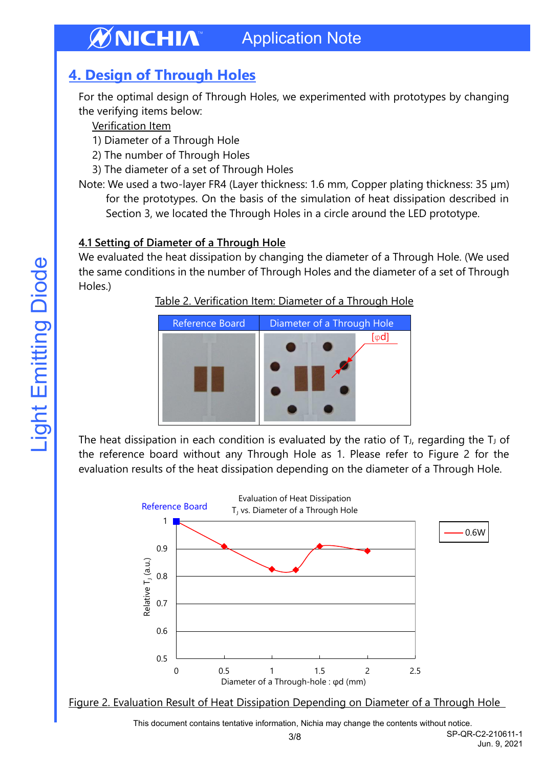## 4. Design of Through Holes

For the optimal design of Through Holes, we experimented with prototypes by changing the verifying items below:

Verification Item

1) Diameter of a Through Hole
2) The number of Through Holes
3) The diameter of a set of Through Holes

Note: We used a two-layer FR4 (Layer thickness: 1.6 mm, Copper plating thickness: 35 μm) for the prototypes. On the basis of the simulation of heat dissipation described in Section 3, we located the Through Holes in a circle around the LED prototype.

### 4.1 Setting of Diameter of a Through Hole

We evaluated the heat dissipation by changing the diameter of a Through Hole. (We used the same conditions in the number of Through Holes and the diameter of a set of Through Holes.)

Table 2. Verification Item: Diameter of a Through Hole

| Reference Board | Diameter of a Through Hole |
| --- | --- |
|  | [φd] |

The heat dissipation in each condition is evaluated by the ratio of $T_J$, regarding the $T_J$ of the reference board without any Through Hole as 1. Please refer to Figure 2 for the evaluation results of the heat dissipation depending on the diameter of a Through Hole.

Figure 2. Evaluation Result of Heat Dissipation Depending on Diameter of a Through Hole

This document contains tentative information, Nichia may change the contents without notice.

SP-QR-C2-210611-1
Jun. 9, 2021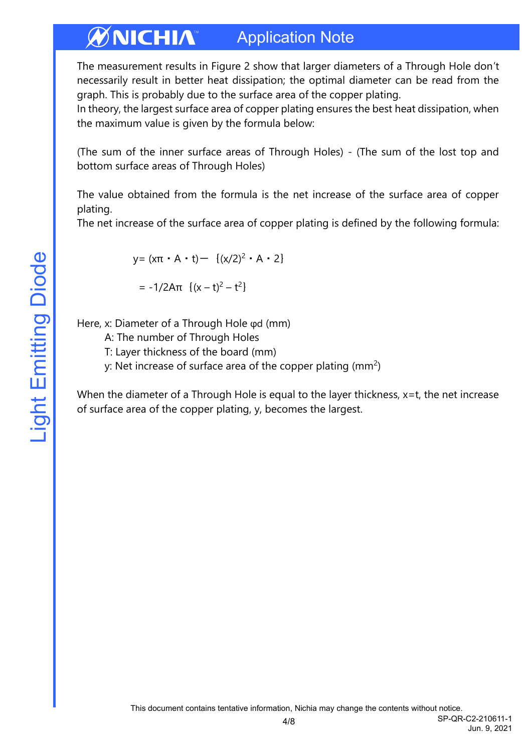The measurement results in Figure 2 show that larger diameters of a Through Hole don't necessarily result in better heat dissipation; the optimal diameter can be read from the graph. This is probably due to the surface area of the copper plating.
In theory, the largest surface area of copper plating ensures the best heat dissipation, when the maximum value is given by the formula below:

(The sum of the inner surface areas of Through Holes) - (The sum of the lost top and bottom surface areas of Through Holes)

The value obtained from the formula is the net increase of the surface area of copper plating.
The net increase of the surface area of copper plating is defined by the following formula:

$$y = (x\pi \cdot A \cdot t) - \{(x/2)^2 \cdot A \cdot 2\}$$

$$= -1/2A\pi \ \{(x - t)^2 - t^2\}$$

Here, x: Diameter of a Through Hole φd (mm)

A: The number of Through Holes

T: Layer thickness of the board (mm)

y: Net increase of surface area of the copper plating ($mm^2$)

When the diameter of a Through Hole is equal to the layer thickness, x=t, the net increase of surface area of the copper plating, y, becomes the largest.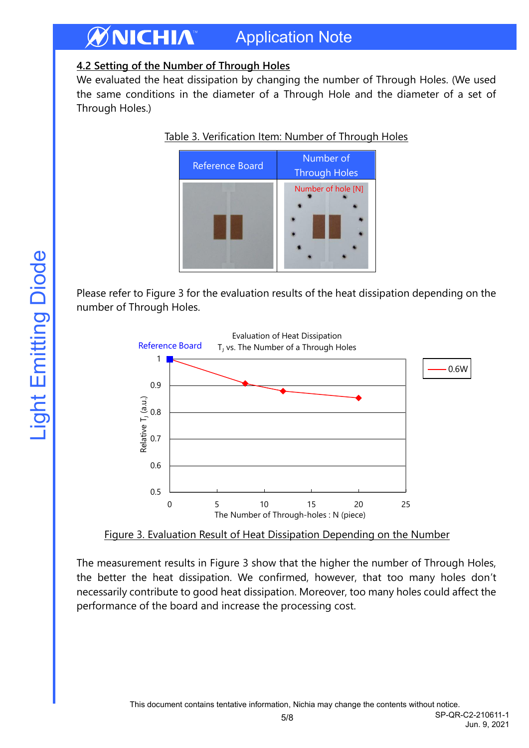### 4.2 Setting of the Number of Through Holes

We evaluated the heat dissipation by changing the number of Through Holes. (We used the same conditions in the diameter of a Through Hole and the diameter of a set of Through Holes.)

Table 3. Verification Item: Number of Through Holes

| Reference Board | Number of Through Holes |
|---|---|
| | Number of hole [N] |

Please refer to Figure 3 for the evaluation results of the heat dissipation depending on the number of Through Holes.

Figure 3. Evaluation Result of Heat Dissipation Depending on the Number

The measurement results in Figure 3 show that the higher the number of Through Holes, the better the heat dissipation. We confirmed, however, that too many holes don't necessarily contribute to good heat dissipation. Moreover, too many holes could affect the performance of the board and increase the processing cost.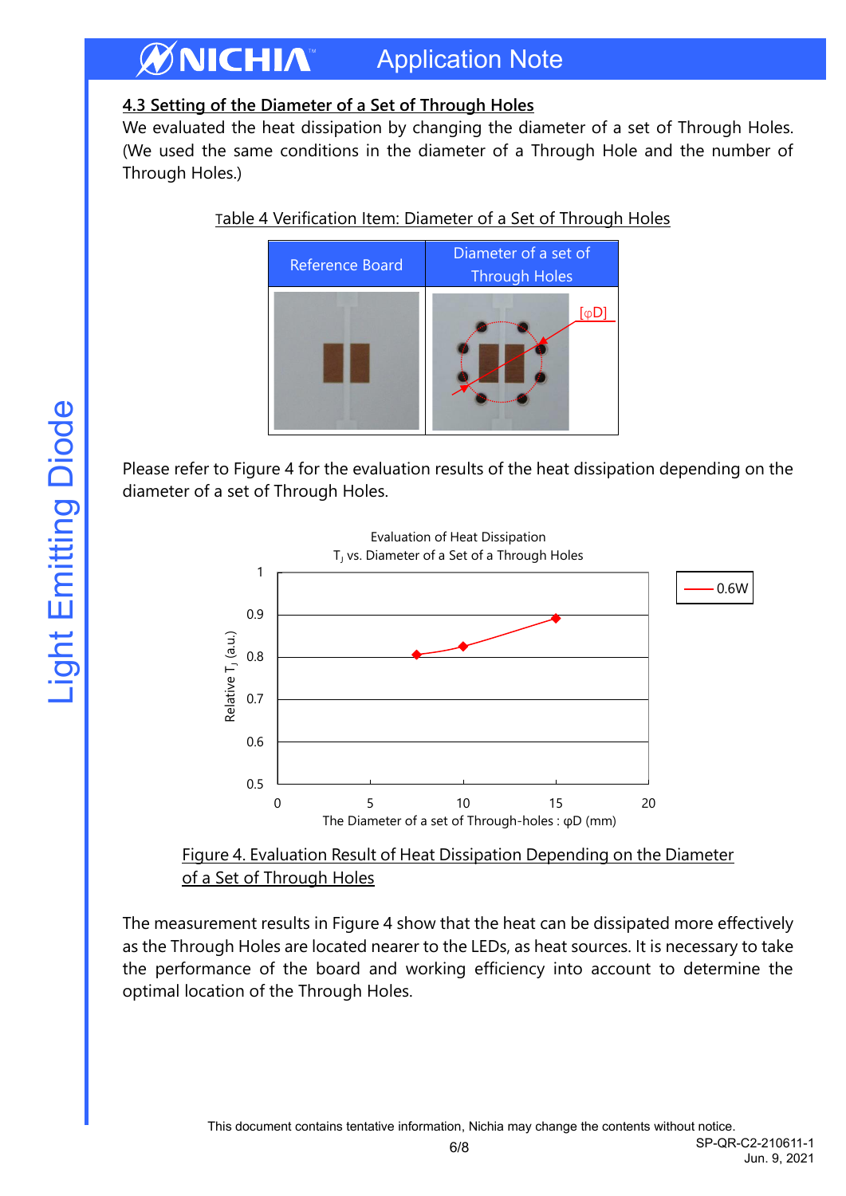## 4.3 Setting of the Diameter of a Set of Through Holes

We evaluated the heat dissipation by changing the diameter of a set of Through Holes. (We used the same conditions in the diameter of a Through Hole and the number of Through Holes.)

Table 4 Verification Item: Diameter of a Set of Through Holes

| Reference Board | Diameter of a set of Through Holes |
|---|---|
| | [φD] |

Please refer to Figure 4 for the evaluation results of the heat dissipation depending on the diameter of a set of Through Holes.

Figure 4. Evaluation Result of Heat Dissipation Depending on the Diameter of a Set of Through Holes

The measurement results in Figure 4 show that the heat can be dissipated more effectively as the Through Holes are located nearer to the LEDs, as heat sources. It is necessary to take the performance of the board and working efficiency into account to determine the optimal location of the Through Holes.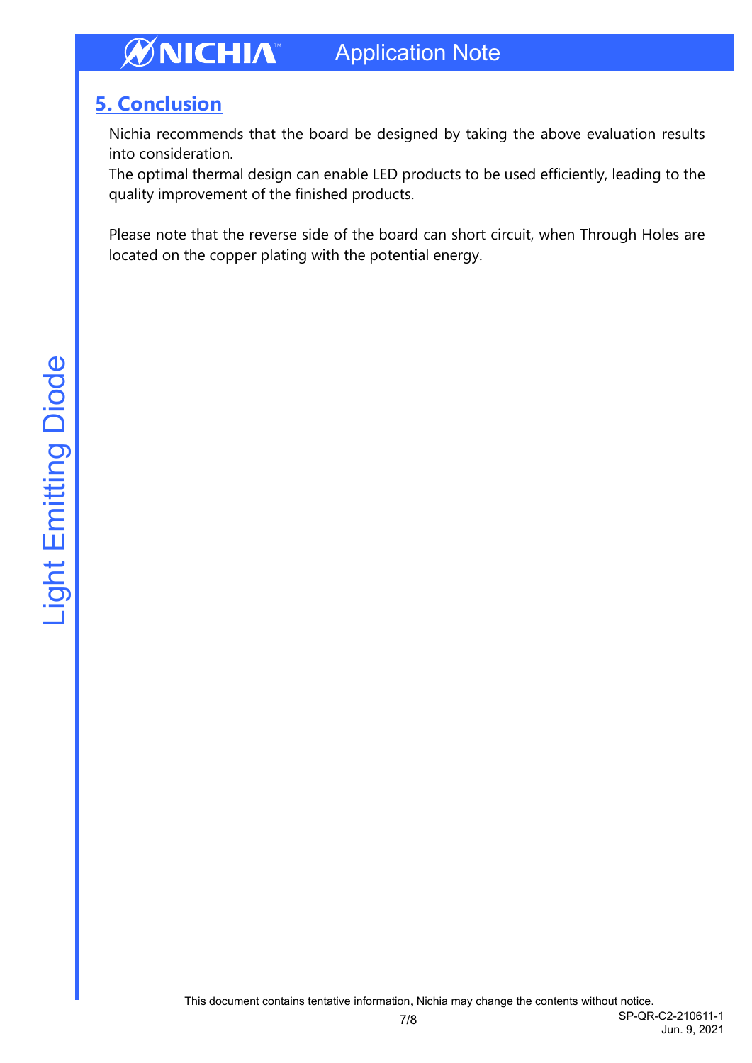## 5. Conclusion

Nichia recommends that the board be designed by taking the above evaluation results into consideration.
The optimal thermal design can enable LED products to be used efficiently, leading to the quality improvement of the finished products.

Please note that the reverse side of the board can short circuit, when Through Holes are located on the copper plating with the potential energy.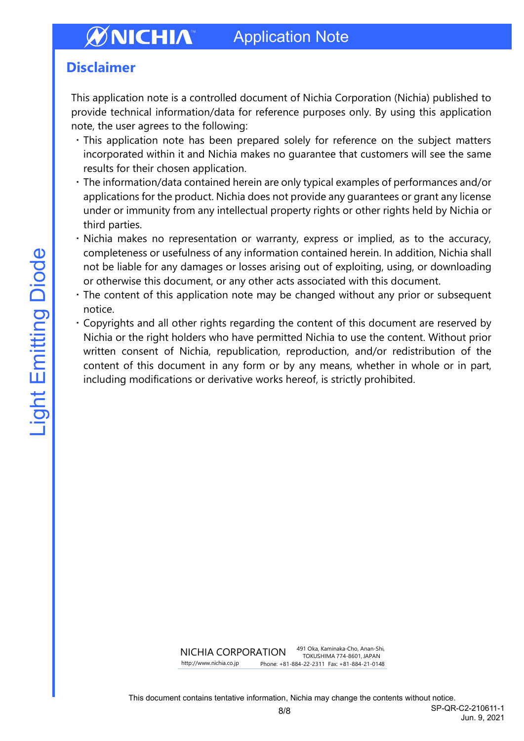## Disclaimer

This application note is a controlled document of Nichia Corporation (Nichia) published to provide technical information/data for reference purposes only. By using this application note, the user agrees to the following:

- This application note has been prepared solely for reference on the subject matters incorporated within it and Nichia makes no guarantee that customers will see the same results for their chosen application.
- The information/data contained herein are only typical examples of performances and/or applications for the product. Nichia does not provide any guarantees or grant any license under or immunity from any intellectual property rights or other rights held by Nichia or third parties.
- Nichia makes no representation or warranty, express or implied, as to the accuracy, completeness or usefulness of any information contained herein. In addition, Nichia shall not be liable for any damages or losses arising out of exploiting, using, or downloading or otherwise this document, or any other acts associated with this document.
- The content of this application note may be changed without any prior or subsequent notice.
- Copyrights and all other rights regarding the content of this document are reserved by Nichia or the right holders who have permitted Nichia to use the content. Without prior written consent of Nichia, republication, reproduction, and/or redistribution of the content of this document in any form or by any means, whether in whole or in part, including modifications or derivative works hereof, is strictly prohibited.

NICHIA CORPORATION
491 Oka, Kaminaka-Cho, Anan-Shi, TOKUSHIMA 774-8601, JAPAN
http://www.nichia.co.jp
Phone: +81-884-22-2311 Fax: +81-884-21-0148